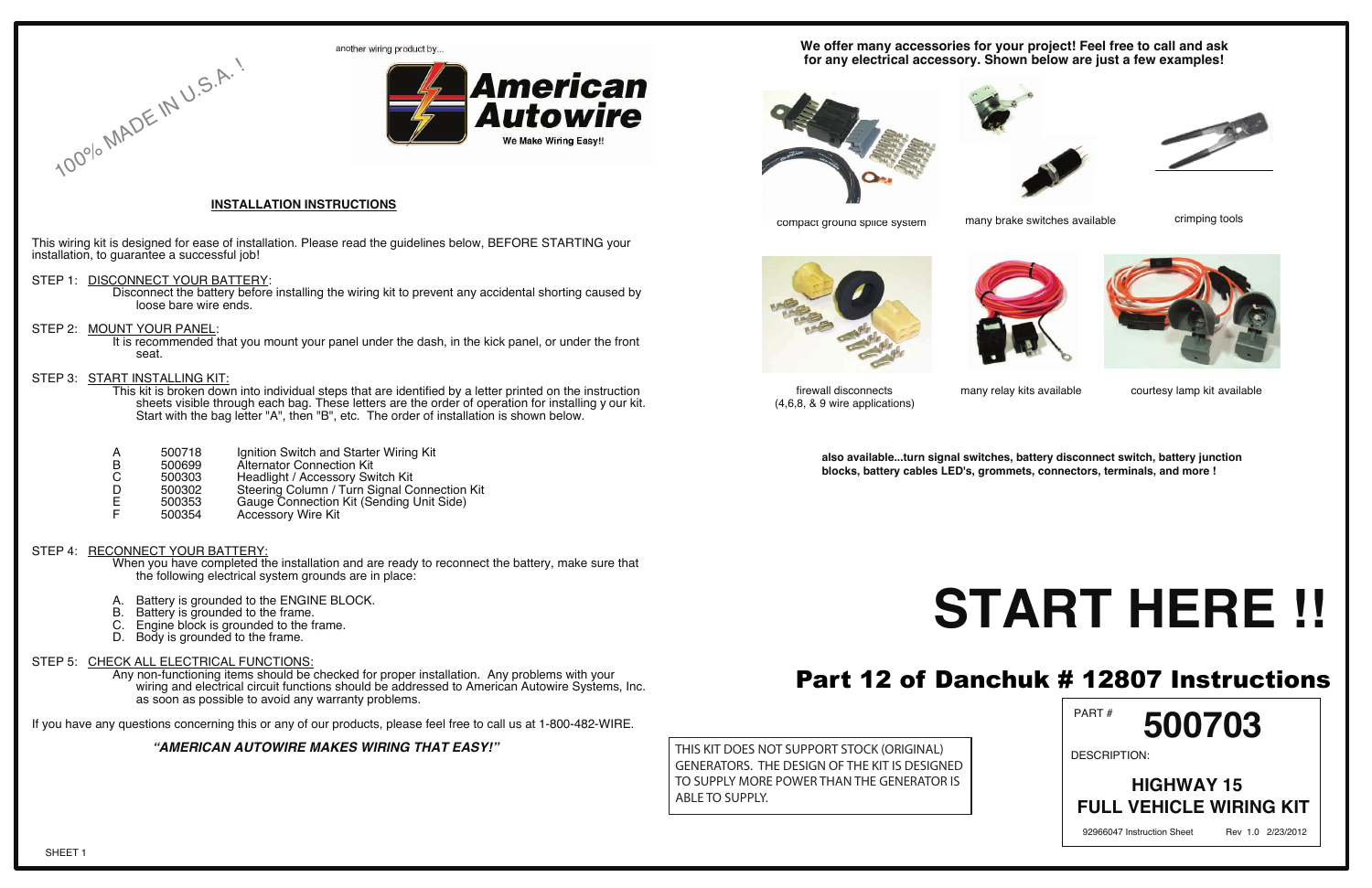100% MADE IN U.S.A. !

another wiring product by...

**American Autowire**

We Make Wiring Easy!!

## INSTALLATION INSTRUCTIONS

This wiring kit is designed for ease of installation. Please read the guidelines below, BEFORE STARTING your installation, to guarantee a successful job!

STEP 1: DISCONNECT YOUR BATTERY:
Disconnect the battery before installing the wiring kit to prevent any accidental shorting caused by loose bare wire ends.

STEP 2: MOUNT YOUR PANEL:
It is recommended that you mount your panel under the dash, in the kick panel, or under the front seat.

STEP 3: START INSTALLING KIT:
This kit is broken down into individual steps that are identified by a letter printed on the instruction sheets visible through each bag. These letters are the order of operation for installing y our kit. Start with the bag letter "A", then "B", etc. The order of installation is shown below.

| | | |
|---|---|---|
| A | 500718 | Ignition Switch and Starter Wiring Kit |
| B | 500699 | Alternator Connection Kit |
| C | 500303 | Headlight / Accessory Switch Kit |
| D | 500302 | Steering Column / Turn Signal Connection Kit |
| E | 500353 | Gauge Connection Kit (Sending Unit Side) |
| F | 500354 | Accessory Wire Kit |

STEP 4: RECONNECT YOUR BATTERY:
When you have completed the installation and are ready to reconnect the battery, make sure that the following electrical system grounds are in place:

A. Battery is grounded to the ENGINE BLOCK.
B. Battery is grounded to the frame.
C. Engine block is grounded to the frame.
D. Body is grounded to the frame.

STEP 5: CHECK ALL ELECTRICAL FUNCTIONS:
Any non-functioning items should be checked for proper installation. Any problems with your wiring and electrical circuit functions should be addressed to American Autowire Systems, Inc. as soon as possible to avoid any warranty problems.

If you have any questions concerning this or any of our products, please feel free to call us at 1-800-482-WIRE.

***"AMERICAN AUTOWIRE MAKES WIRING THAT EASY!"***

SHEET 1

**We offer many accessories for your project! Feel free to call and ask for any electrical accessory. Shown below are just a few examples!**

compact ground splice system

many brake switches available

crimping tools

firewall disconnects (4,6,8, & 9 wire applications)

many relay kits available

courtesy lamp kit available

**also available...turn signal switches, battery disconnect switch, battery junction blocks, battery cables LED's, grommets, connectors, terminals, and more !**

# START HERE !!

## Part 12 of Danchuk # 12807 Instructions

THIS KIT DOES NOT SUPPORT STOCK (ORIGINAL) GENERATORS. THE DESIGN OF THE KIT IS DESIGNED TO SUPPLY MORE POWER THAN THE GENERATOR IS ABLE TO SUPPLY.

PART # **500703**

DESCRIPTION:

**HIGHWAY 15**
**FULL VEHICLE WIRING KIT**

92966047 Instruction Sheet Rev 1.0 2/23/2012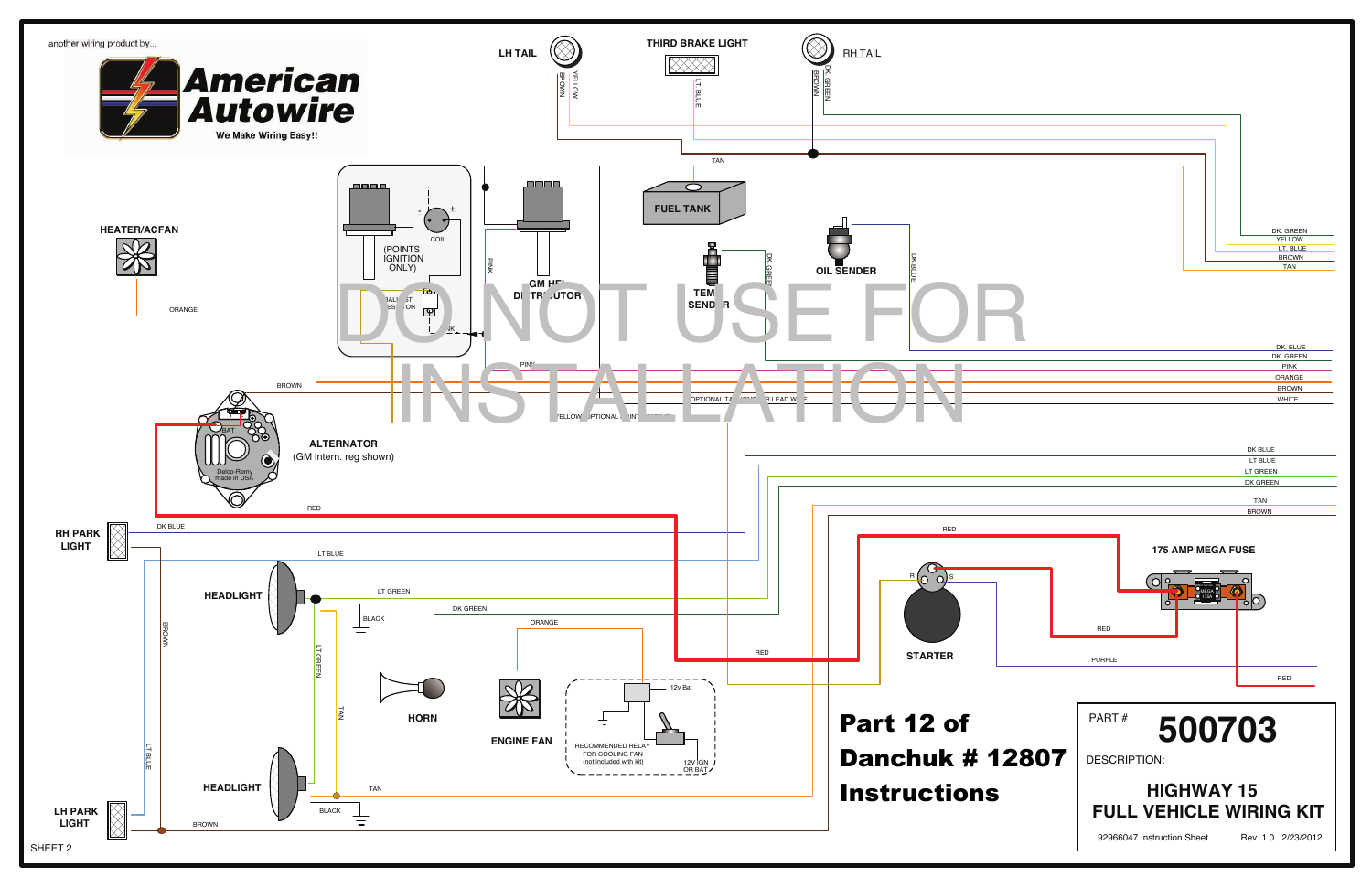another wiring product by...

**American Autowire**

We Make Wiring Easy!!

LH TAIL

THIRD BRAKE LIGHT

RH TAIL

BROWN YELLOW LT. BLUE BROWN DK. GREEN

TAN

FUEL TANK

HEATER/ACFAN

COIL

(POINTS IGNITION ONLY)

GM HEI DISTRIBUTOR

PINK

TEMP SENDER

OIL SENDER

DK GREEN DK BLUE

DK. GREEN
YELLOW
LT. BLUE
BROWN
TAN

ORANGE

DK. BLUE
DK. GREEN
PINK
ORANGE
BROWN
WHITE

BROWN

OPTIONAL TACH LEAD WIRE

YELLOW OPTIONAL

**DO NOT USE FOR INSTALLATION**

ALTERNATOR
(GM intern. reg shown)

BAT

Delco-Remy made in USA

RED

DK BLUE
LT BLUE
LT GREEN
DK GREEN

TAN
BROWN

RH PARK LIGHT

DK BLUE

LT BLUE

RED

175 AMP MEGA FUSE

HEADLIGHT

LT GREEN

BLACK

DK GREEN

ORANGE

BROWN

LT GREEN

TAN

RED

STARTER

RED

PURPLE

RED

HORN

ENGINE FAN

12v Bat

RECOMMENDED RELAY FOR COOLING FAN (not included with kit)

12V IGN OR BAT

LT BLUE

HEADLIGHT

TAN

BLACK

LH PARK LIGHT

BROWN

**Part 12 of Danchuk # 12807 Instructions**

| PART # | 500703 |
|---|---|
| DESCRIPTION: | HIGHWAY 15 FULL VEHICLE WIRING KIT |
| 92966047 Instruction Sheet | Rev 1.0 2/23/2012 |

SHEET 2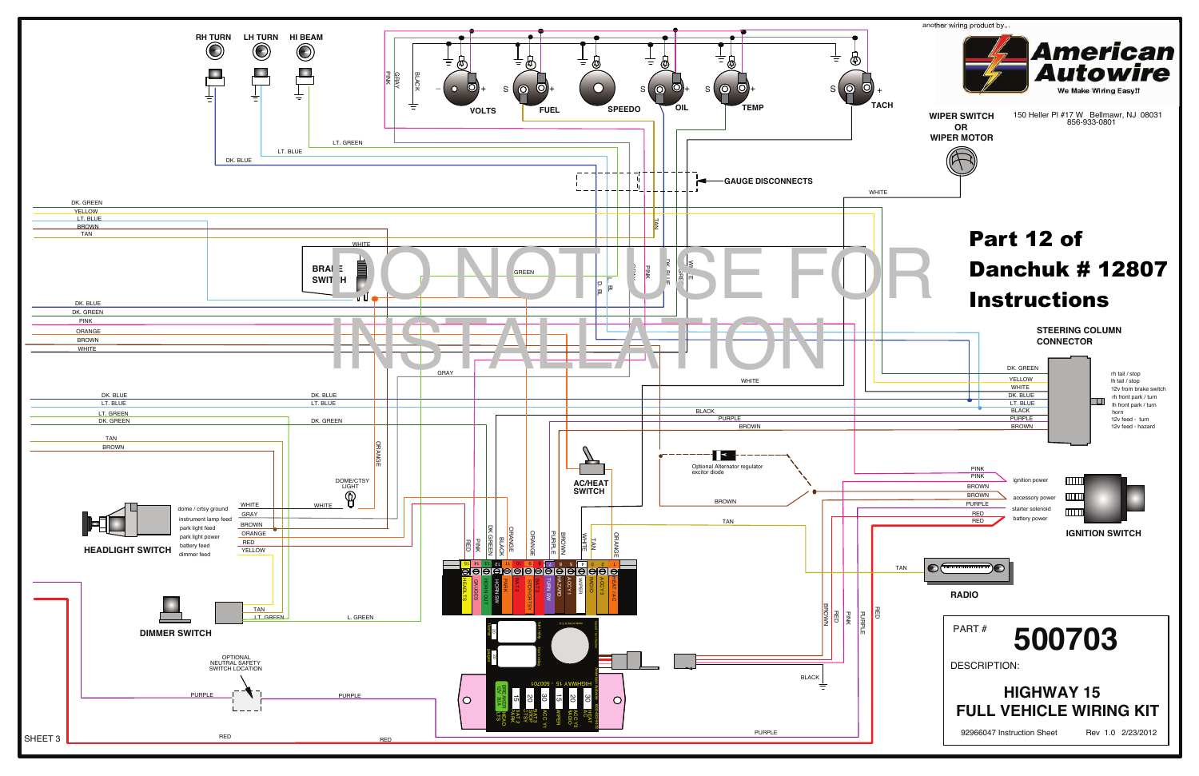another wiring product by...

**American Autowire**

We Make Wiring Easy!!

150 Heller Pl #17 W Bellmawr, NJ 08031
856-933-0801

# Part 12 of Danchuk # 12807 Instructions

DO NOT USE FOR INSTALLATION

RH TURN | LH TURN | HI BEAM

VOLTS | FUEL | SPEEDO | OIL | TEMP | TACH

GAUGE DISCONNECTS

WIPER SWITCH OR WIPER MOTOR

BRAKE SWITCH

STEERING COLUMN CONNECTOR

| Wire | Function |
|---|---|
| DK. GREEN | rh tail / stop |
| YELLOW | lh tail / stop |
| WHITE | 12v from brake switch |
| DK. BLUE | rh front park / turn |
| LT. BLUE | lh front park / turn |
| BLACK | horn |
| PURPLE | 12v feed - turn |
| BROWN | 12v feed - hazard |

Optional Alternator regulator excitor diode

AC/HEAT SWITCH

DOME/CTSY LIGHT

HEADLIGHT SWITCH

| Wire | Function |
|---|---|
| WHITE | dome / crtsy ground |
| GRAY | instrument lamp feed |
| BROWN | park light feed |
| ORANGE | park light power |
| RED | battery feed |
| YELLOW | dimmer feed |

IGNITION SWITCH

| Wire | Function |
|---|---|
| PINK / PINK | ignition power |
| BROWN / BROWN | accessory power |
| PURPLE | starter solenoid |
| RED / RED | battery power |

DIMMER SWITCH

OPTIONAL NEUTRAL SAFETY SWITCH LOCATION

RADIO

HIGHWAY 15 - 500701

SHEET 3

PART # **500703**

DESCRIPTION:

**HIGHWAY 15 FULL VEHICLE WIRING KIT**

92966047 Instruction Sheet — Rev 1.0 2/23/2012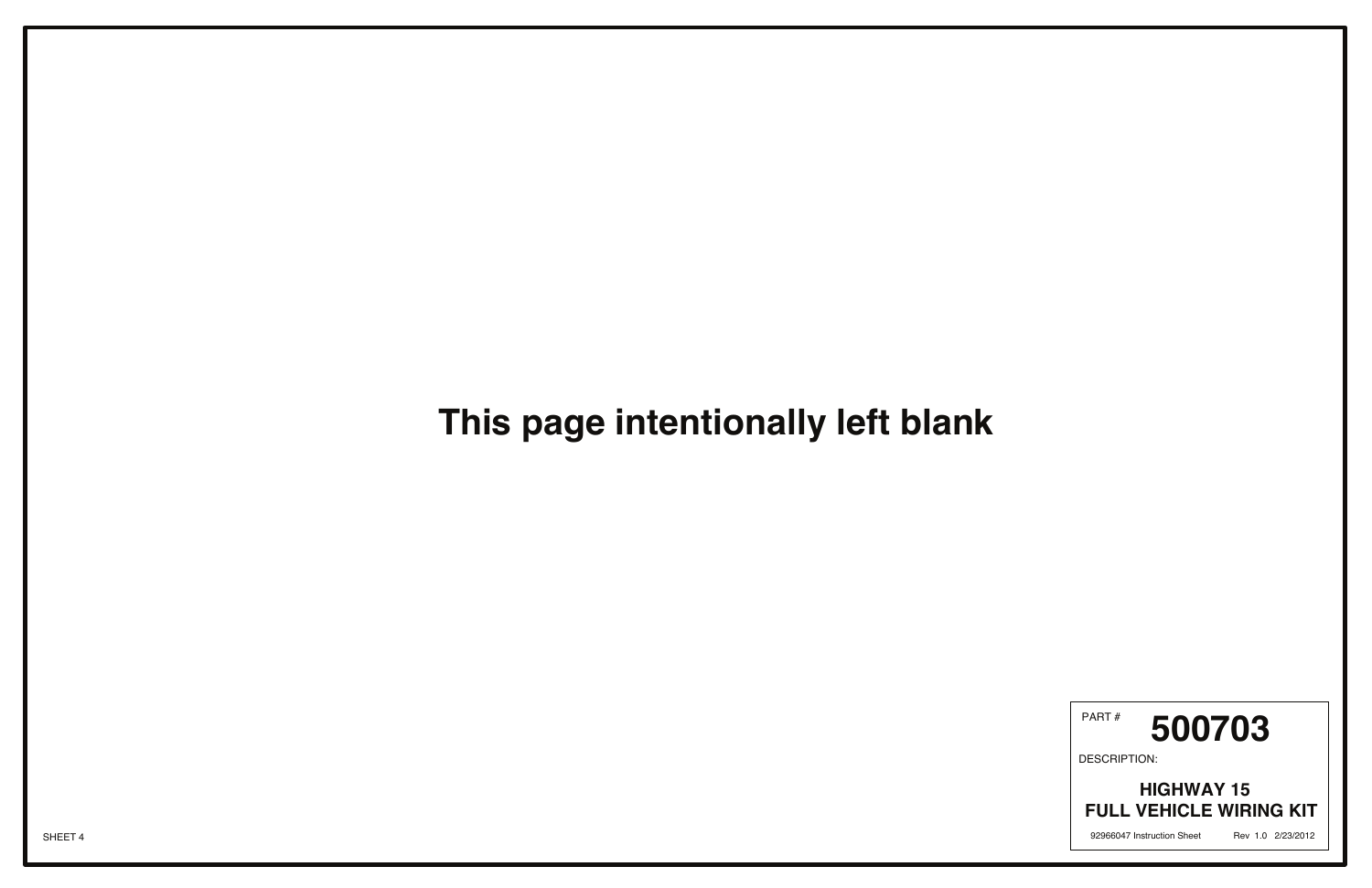This page intentionally left blank

PART # **500703**

DESCRIPTION:

**HIGHWAY 15**
**FULL VEHICLE WIRING KIT**

92966047 Instruction Sheet Rev 1.0 2/23/2012

SHEET 4